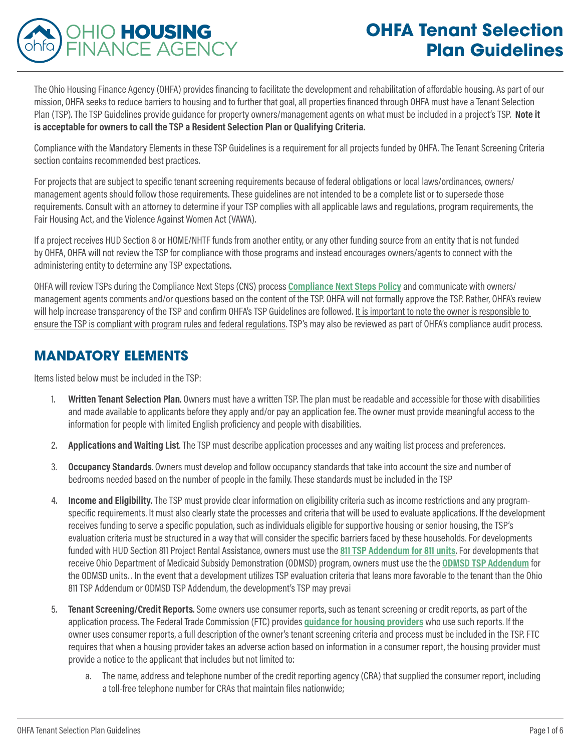# OHFA Tenant Selection Plan Guidelines

The Ohio Housing Finance Agency (OHFA) provides financing to facilitate the development and rehabilitation of affordable housing. As part of our mission, OHFA seeks to reduce barriers to housing and to further that goal, all properties financed through OHFA must have a Tenant Selection Plan (TSP). The TSP Guidelines provide guidance for property owners/management agents on what must be included in a project's TSP. **Note it is acceptable for owners to call the TSP a Resident Selection Plan or Qualifying Criteria.**

Compliance with the Mandatory Elements in these TSP Guidelines is a requirement for all projects funded by OHFA. The Tenant Screening Criteria section contains recommended best practices.

For projects that are subject to specific tenant screening requirements because of federal obligations or local laws/ordinances, owners/management agents should follow those requirements. These guidelines are not intended to be a complete list or to supersede those requirements. Consult with an attorney to determine if your TSP complies with all applicable laws and regulations, program requirements, the Fair Housing Act, and the Violence Against Women Act (VAWA).

If a project receives HUD Section 8 or HOME/NHTF funds from another entity, or any other funding source from an entity that is not funded by OHFA, OHFA will not review the TSP for compliance with those programs and instead encourages owners/agents to connect with the administering entity to determine any TSP expectations.

OHFA will review TSPs during the Compliance Next Steps (CNS) process **Compliance Next Steps Policy** and communicate with owners/management agents comments and/or questions based on the content of the TSP. OHFA will not formally approve the TSP. Rather, OHFA's review will help increase transparency of the TSP and confirm OHFA's TSP Guidelines are followed. It is important to note the owner is responsible to ensure the TSP is compliant with program rules and federal regulations. TSP's may also be reviewed as part of OHFA's compliance audit process.

## MANDATORY ELEMENTS

Items listed below must be included in the TSP:

1. **Written Tenant Selection Plan**. Owners must have a written TSP. The plan must be readable and accessible for those with disabilities and made available to applicants before they apply and/or pay an application fee. The owner must provide meaningful access to the information for people with limited English proficiency and people with disabilities.
2. **Applications and Waiting List**. The TSP must describe application processes and any waiting list process and preferences.
3. **Occupancy Standards**. Owners must develop and follow occupancy standards that take into account the size and number of bedrooms needed based on the number of people in the family. These standards must be included in the TSP
4. **Income and Eligibility**. The TSP must provide clear information on eligibility criteria such as income restrictions and any program-specific requirements. It must also clearly state the processes and criteria that will be used to evaluate applications. If the development receives funding to serve a specific population, such as individuals eligible for supportive housing or senior housing, the TSP's evaluation criteria must be structured in a way that will consider the specific barriers faced by these households. For developments funded with HUD Section 811 Project Rental Assistance, owners must use the **811 TSP Addendum for 811 units**. For developments that receive Ohio Department of Medicaid Subsidy Demonstration (ODMSD) program, owners must use the the **ODMSD TSP Addendum** for the ODMSD units. . In the event that a development utilizes TSP evaluation criteria that leans more favorable to the tenant than the Ohio 811 TSP Addendum or ODMSD TSP Addendum, the development's TSP may prevai
5. **Tenant Screening/Credit Reports**. Some owners use consumer reports, such as tenant screening or credit reports, as part of the application process. The Federal Trade Commission (FTC) provides **guidance for housing providers** who use such reports. If the owner uses consumer reports, a full description of the owner's tenant screening criteria and process must be included in the TSP. FTC requires that when a housing provider takes an adverse action based on information in a consumer report, the housing provider must provide a notice to the applicant that includes but not limited to:
    a. The name, address and telephone number of the credit reporting agency (CRA) that supplied the consumer report, including a toll-free telephone number for CRAs that maintain files nationwide;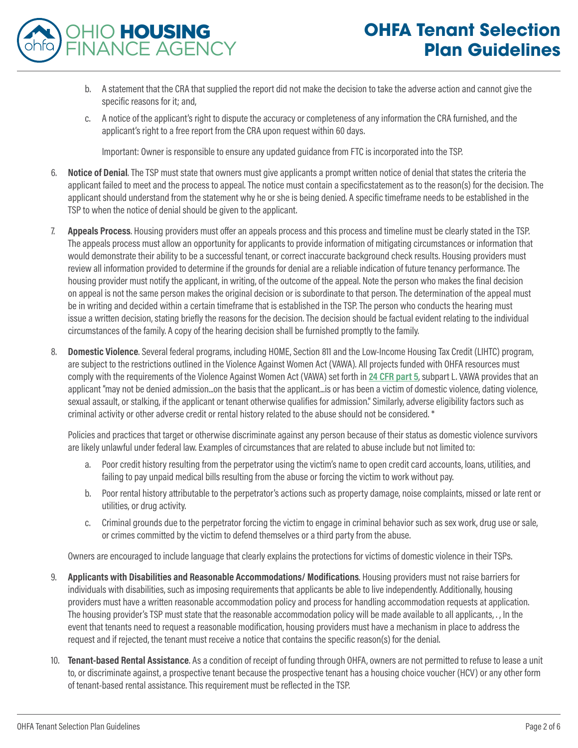b. A statement that the CRA that supplied the report did not make the decision to take the adverse action and cannot give the specific reasons for it; and,

   c. A notice of the applicant's right to dispute the accuracy or completeness of any information the CRA furnished, and the applicant's right to a free report from the CRA upon request within 60 days.

   Important: Owner is responsible to ensure any updated guidance from FTC is incorporated into the TSP.

6. **Notice of Denial**. The TSP must state that owners must give applicants a prompt written notice of denial that states the criteria the applicant failed to meet and the process to appeal. The notice must contain a specificstatement as to the reason(s) for the decision. The applicant should understand from the statement why he or she is being denied. A specific timeframe needs to be established in the TSP to when the notice of denial should be given to the applicant.

7. **Appeals Process**. Housing providers must offer an appeals process and this process and timeline must be clearly stated in the TSP. The appeals process must allow an opportunity for applicants to provide information of mitigating circumstances or information that would demonstrate their ability to be a successful tenant, or correct inaccurate background check results. Housing providers must review all information provided to determine if the grounds for denial are a reliable indication of future tenancy performance. The housing provider must notify the applicant, in writing, of the outcome of the appeal. Note the person who makes the final decision on appeal is not the same person makes the original decision or is subordinate to that person. The determination of the appeal must be in writing and decided within a certain timeframe that is established in the TSP. The person who conducts the hearing must issue a written decision, stating briefly the reasons for the decision. The decision should be factual evident relating to the individual circumstances of the family. A copy of the hearing decision shall be furnished promptly to the family.

8. **Domestic Violence**. Several federal programs, including HOME, Section 811 and the Low-Income Housing Tax Credit (LIHTC) program, are subject to the restrictions outlined in the Violence Against Women Act (VAWA). All projects funded with OHFA resources must comply with the requirements of the Violence Against Women Act (VAWA) set forth in **24 CFR part 5**, subpart L. VAWA provides that an applicant "may not be denied admission...on the basis that the applicant...is or has been a victim of domestic violence, dating violence, sexual assault, or stalking, if the applicant or tenant otherwise qualifies for admission." Similarly, adverse eligibility factors such as criminal activity or other adverse credit or rental history related to the abuse should not be considered. *

   Policies and practices that target or otherwise discriminate against any person because of their status as domestic violence survivors are likely unlawful under federal law. Examples of circumstances that are related to abuse include but not limited to:

   a. Poor credit history resulting from the perpetrator using the victim's name to open credit card accounts, loans, utilities, and failing to pay unpaid medical bills resulting from the abuse or forcing the victim to work without pay.

   b. Poor rental history attributable to the perpetrator's actions such as property damage, noise complaints, missed or late rent or utilities, or drug activity.

   c. Criminal grounds due to the perpetrator forcing the victim to engage in criminal behavior such as sex work, drug use or sale, or crimes committed by the victim to defend themselves or a third party from the abuse.

   Owners are encouraged to include language that clearly explains the protections for victims of domestic violence in their TSPs.

9. **Applicants with Disabilities and Reasonable Accommodations/ Modifications**. Housing providers must not raise barriers for individuals with disabilities, such as imposing requirements that applicants be able to live independently. Additionally, housing providers must have a written reasonable accommodation policy and process for handling accommodation requests at application. The housing provider's TSP must state that the reasonable accommodation policy will be made available to all applicants, . , In the event that tenants need to request a reasonable modification, housing providers must have a mechanism in place to address the request and if rejected, the tenant must receive a notice that contains the specific reason(s) for the denial.

10. **Tenant-based Rental Assistance**. As a condition of receipt of funding through OHFA, owners are not permitted to refuse to lease a unit to, or discriminate against, a prospective tenant because the prospective tenant has a housing choice voucher (HCV) or any other form of tenant-based rental assistance. This requirement must be reflected in the TSP.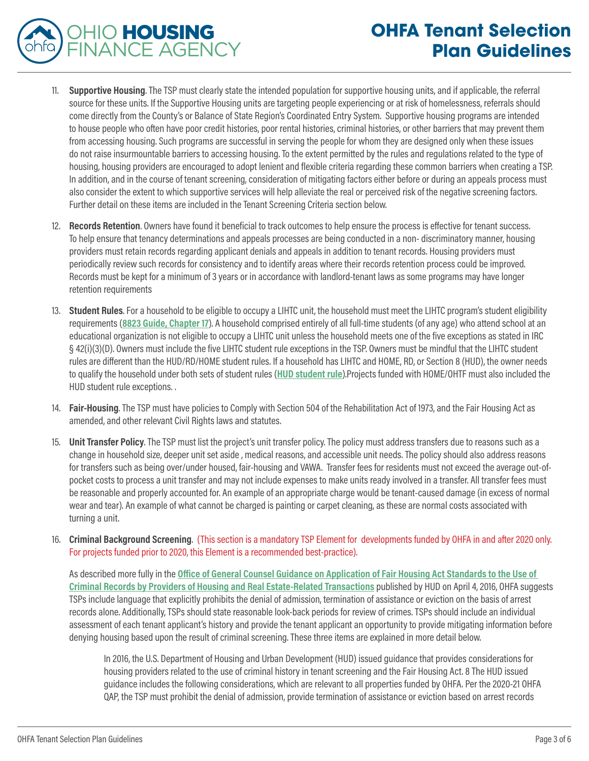11. **Supportive Housing**. The TSP must clearly state the intended population for supportive housing units, and if applicable, the referral source for these units. If the Supportive Housing units are targeting people experiencing or at risk of homelessness, referrals should come directly from the County's or Balance of State Region's Coordinated Entry System. Supportive housing programs are intended to house people who often have poor credit histories, poor rental histories, criminal histories, or other barriers that may prevent them from accessing housing. Such programs are successful in serving the people for whom they are designed only when these issues do not raise insurmountable barriers to accessing housing. To the extent permitted by the rules and regulations related to the type of housing, housing providers are encouraged to adopt lenient and flexible criteria regarding these common barriers when creating a TSP. In addition, and in the course of tenant screening, consideration of mitigating factors either before or during an appeals process must also consider the extent to which supportive services will help alleviate the real or perceived risk of the negative screening factors. Further detail on these items are included in the Tenant Screening Criteria section below.

12. **Records Retention**. Owners have found it beneficial to track outcomes to help ensure the process is effective for tenant success. To help ensure that tenancy determinations and appeals processes are being conducted in a non- discriminatory manner, housing providers must retain records regarding applicant denials and appeals in addition to tenant records. Housing providers must periodically review such records for consistency and to identify areas where their records retention process could be improved. Records must be kept for a minimum of 3 years or in accordance with landlord-tenant laws as some programs may have longer retention requirements

13. **Student Rules**. For a household to be eligible to occupy a LIHTC unit, the household must meet the LIHTC program's student eligibility requirements (**8823 Guide, Chapter 17**). A household comprised entirely of all full-time students (of any age) who attend school at an educational organization is not eligible to occupy a LIHTC unit unless the household meets one of the five exceptions as stated in IRC § 42(i)(3)(D). Owners must include the five LIHTC student rule exceptions in the TSP. Owners must be mindful that the LIHTC student rules are different than the HUD/RD/HOME student rules. If a household has LIHTC and HOME, RD, or Section 8 (HUD), the owner needs to qualify the household under both sets of student rules (**HUD student rule**).Projects funded with HOME/OHTF must also included the HUD student rule exceptions. .

14. **Fair-Housing**. The TSP must have policies to Comply with Section 504 of the Rehabilitation Act of 1973, and the Fair Housing Act as amended, and other relevant Civil Rights laws and statutes.

15. **Unit Transfer Policy**. The TSP must list the project's unit transfer policy. The policy must address transfers due to reasons such as a change in household size, deeper unit set aside , medical reasons, and accessible unit needs. The policy should also address reasons for transfers such as being over/under housed, fair-housing and VAWA. Transfer fees for residents must not exceed the average out-of-pocket costs to process a unit transfer and may not include expenses to make units ready involved in a transfer. All transfer fees must be reasonable and properly accounted for. An example of an appropriate charge would be tenant-caused damage (in excess of normal wear and tear). An example of what cannot be charged is painting or carpet cleaning, as these are normal costs associated with turning a unit.

16. **Criminal Background Screening**. (This section is a mandatory TSP Element for developments funded by OHFA in and after 2020 only. For projects funded prior to 2020, this Element is a recommended best-practice).

    As described more fully in the **Office of General Counsel Guidance on Application of Fair Housing Act Standards to the Use of Criminal Records by Providers of Housing and Real Estate-Related Transactions** published by HUD on April 4, 2016, OHFA suggests TSPs include language that explicitly prohibits the denial of admission, termination of assistance or eviction on the basis of arrest records alone. Additionally, TSPs should state reasonable look-back periods for review of crimes. TSPs should include an individual assessment of each tenant applicant's history and provide the tenant applicant an opportunity to provide mitigating information before denying housing based upon the result of criminal screening. These three items are explained in more detail below.

    In 2016, the U.S. Department of Housing and Urban Development (HUD) issued guidance that provides considerations for housing providers related to the use of criminal history in tenant screening and the Fair Housing Act. 8 The HUD issued guidance includes the following considerations, which are relevant to all properties funded by OHFA. Per the 2020-21 OHFA QAP, the TSP must prohibit the denial of admission, provide termination of assistance or eviction based on arrest records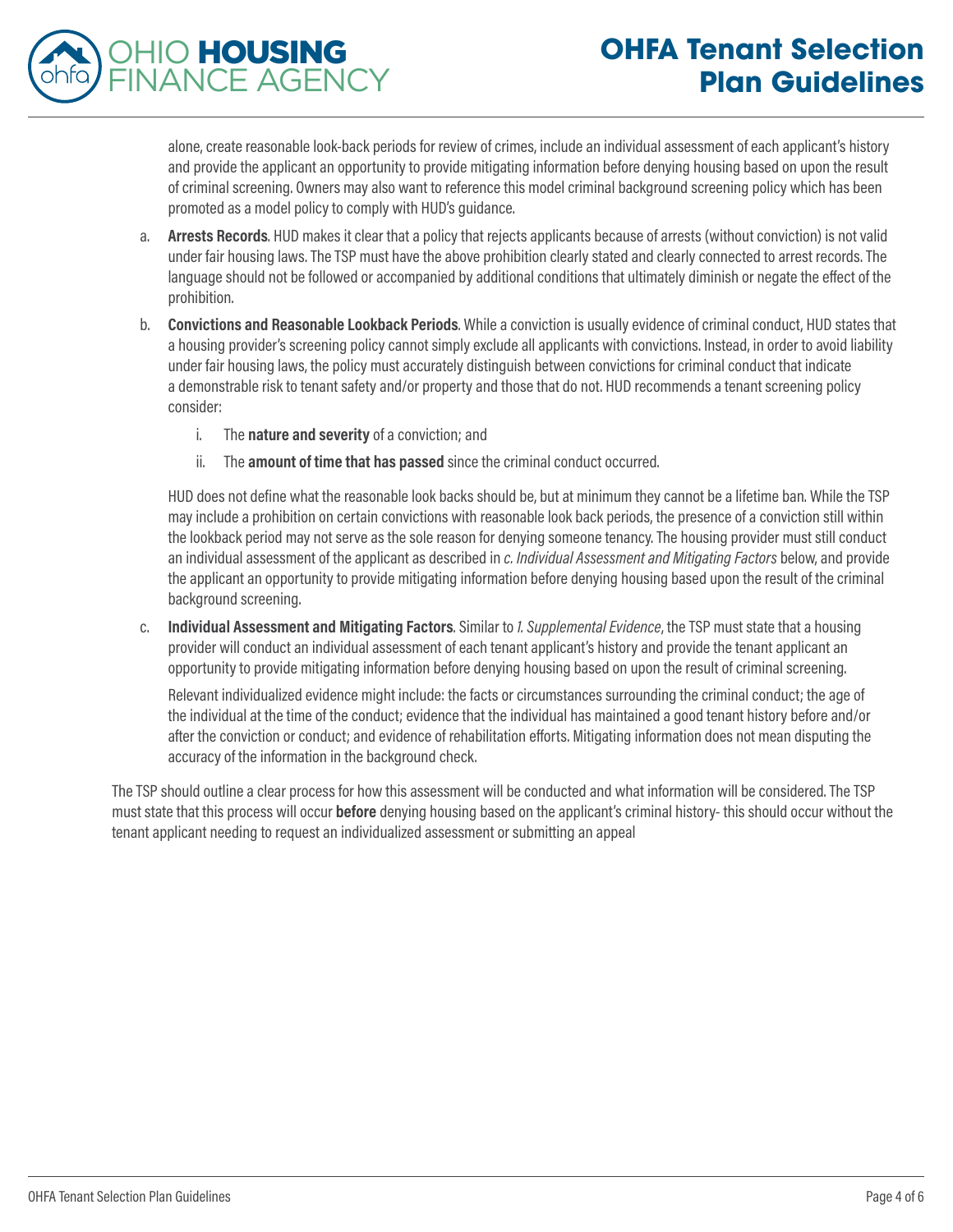alone, create reasonable look-back periods for review of crimes, include an individual assessment of each applicant's history and provide the applicant an opportunity to provide mitigating information before denying housing based on upon the result of criminal screening. Owners may also want to reference this model criminal background screening policy which has been promoted as a model policy to comply with HUD's guidance.

a. **Arrests Records**. HUD makes it clear that a policy that rejects applicants because of arrests (without conviction) is not valid under fair housing laws. The TSP must have the above prohibition clearly stated and clearly connected to arrest records. The language should not be followed or accompanied by additional conditions that ultimately diminish or negate the effect of the prohibition.

b. **Convictions and Reasonable Lookback Periods**. While a conviction is usually evidence of criminal conduct, HUD states that a housing provider's screening policy cannot simply exclude all applicants with convictions. Instead, in order to avoid liability under fair housing laws, the policy must accurately distinguish between convictions for criminal conduct that indicate a demonstrable risk to tenant safety and/or property and those that do not. HUD recommends a tenant screening policy consider:

   i. The **nature and severity** of a conviction; and

   ii. The **amount of time that has passed** since the criminal conduct occurred.

   HUD does not define what the reasonable look backs should be, but at minimum they cannot be a lifetime ban. While the TSP may include a prohibition on certain convictions with reasonable look back periods, the presence of a conviction still within the lookback period may not serve as the sole reason for denying someone tenancy. The housing provider must still conduct an individual assessment of the applicant as described in *c. Individual Assessment and Mitigating Factors* below, and provide the applicant an opportunity to provide mitigating information before denying housing based upon the result of the criminal background screening.

c. **Individual Assessment and Mitigating Factors**. Similar to *1. Supplemental Evidence*, the TSP must state that a housing provider will conduct an individual assessment of each tenant applicant's history and provide the tenant applicant an opportunity to provide mitigating information before denying housing based on upon the result of criminal screening.

   Relevant individualized evidence might include: the facts or circumstances surrounding the criminal conduct; the age of the individual at the time of the conduct; evidence that the individual has maintained a good tenant history before and/or after the conviction or conduct; and evidence of rehabilitation efforts. Mitigating information does not mean disputing the accuracy of the information in the background check.

The TSP should outline a clear process for how this assessment will be conducted and what information will be considered. The TSP must state that this process will occur **before** denying housing based on the applicant's criminal history- this should occur without the tenant applicant needing to request an individualized assessment or submitting an appeal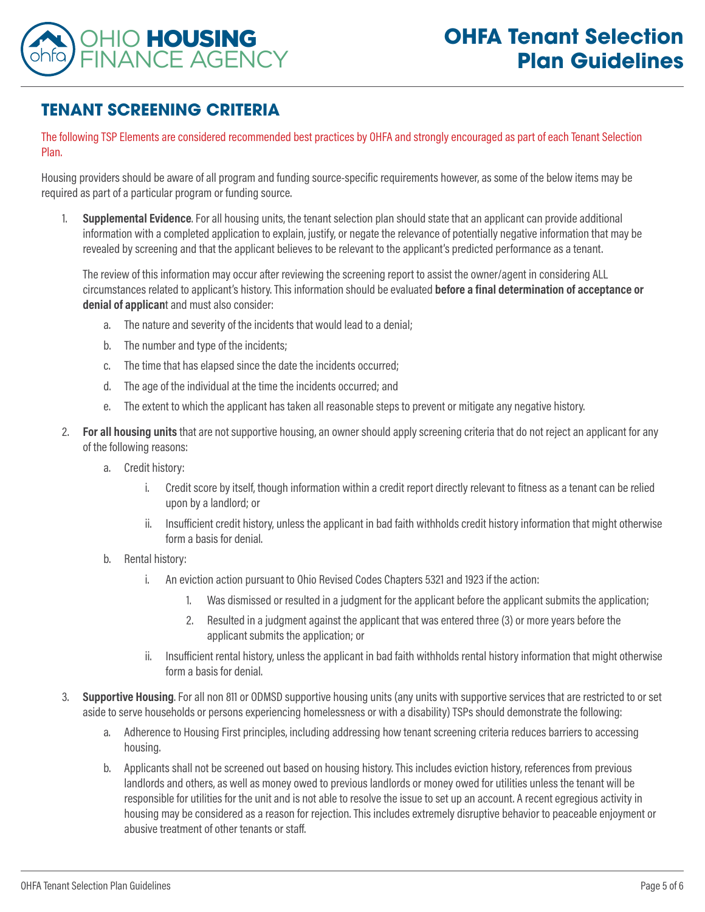## TENANT SCREENING CRITERIA

The following TSP Elements are considered recommended best practices by OHFA and strongly encouraged as part of each Tenant Selection Plan.

Housing providers should be aware of all program and funding source-specific requirements however, as some of the below items may be required as part of a particular program or funding source.

1. **Supplemental Evidence**. For all housing units, the tenant selection plan should state that an applicant can provide additional information with a completed application to explain, justify, or negate the relevance of potentially negative information that may be revealed by screening and that the applicant believes to be relevant to the applicant's predicted performance as a tenant.

   The review of this information may occur after reviewing the screening report to assist the owner/agent in considering ALL circumstances related to applicant's history. This information should be evaluated **before a final determination of acceptance or denial of applicant** and must also consider:

   a. The nature and severity of the incidents that would lead to a denial;

   b. The number and type of the incidents;

   c. The time that has elapsed since the date the incidents occurred;

   d. The age of the individual at the time the incidents occurred; and

   e. The extent to which the applicant has taken all reasonable steps to prevent or mitigate any negative history.

2. **For all housing units** that are not supportive housing, an owner should apply screening criteria that do not reject an applicant for any of the following reasons:

   a. Credit history:

      i. Credit score by itself, though information within a credit report directly relevant to fitness as a tenant can be relied upon by a landlord; or

      ii. Insufficient credit history, unless the applicant in bad faith withholds credit history information that might otherwise form a basis for denial.

   b. Rental history:

      i. An eviction action pursuant to Ohio Revised Codes Chapters 5321 and 1923 if the action:

         1. Was dismissed or resulted in a judgment for the applicant before the applicant submits the application;

         2. Resulted in a judgment against the applicant that was entered three (3) or more years before the applicant submits the application; or

      ii. Insufficient rental history, unless the applicant in bad faith withholds rental history information that might otherwise form a basis for denial.

3. **Supportive Housing**. For all non 811 or ODMSD supportive housing units (any units with supportive services that are restricted to or set aside to serve households or persons experiencing homelessness or with a disability) TSPs should demonstrate the following:

   a. Adherence to Housing First principles, including addressing how tenant screening criteria reduces barriers to accessing housing.

   b. Applicants shall not be screened out based on housing history. This includes eviction history, references from previous landlords and others, as well as money owed to previous landlords or money owed for utilities unless the tenant will be responsible for utilities for the unit and is not able to resolve the issue to set up an account. A recent egregious activity in housing may be considered as a reason for rejection. This includes extremely disruptive behavior to peaceable enjoyment or abusive treatment of other tenants or staff.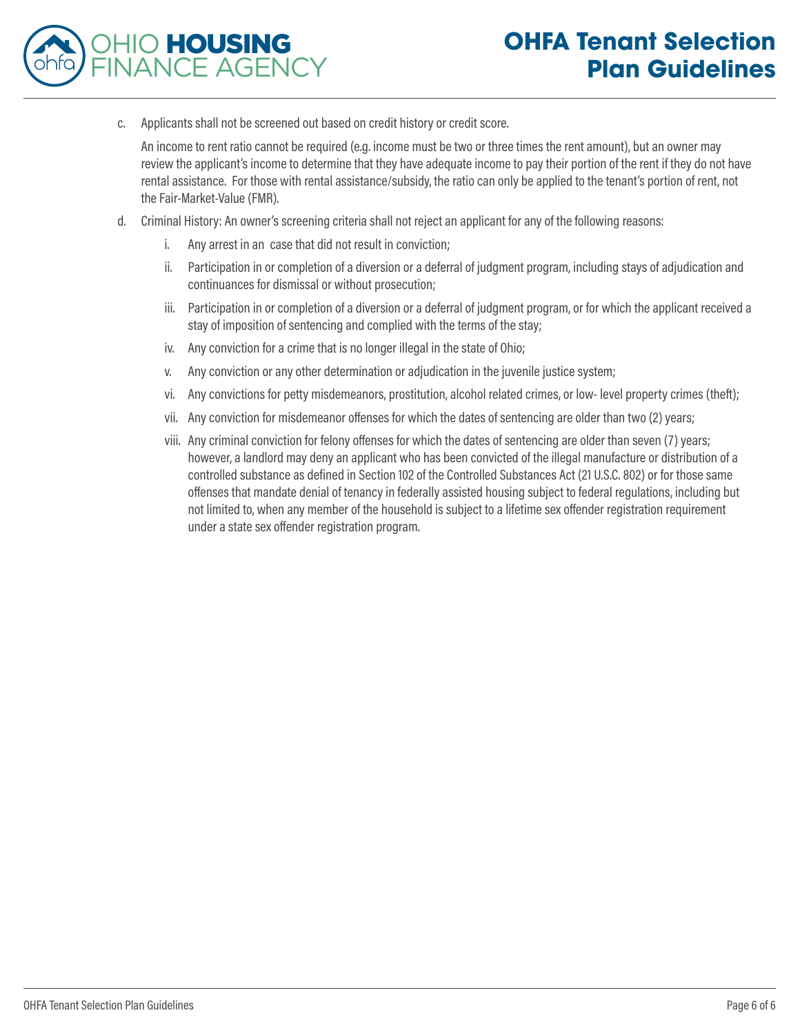c. Applicants shall not be screened out based on credit history or credit score.

   An income to rent ratio cannot be required (e.g. income must be two or three times the rent amount), but an owner may review the applicant's income to determine that they have adequate income to pay their portion of the rent if they do not have rental assistance. For those with rental assistance/subsidy, the ratio can only be applied to the tenant's portion of rent, not the Fair-Market-Value (FMR).

d. Criminal History: An owner's screening criteria shall not reject an applicant for any of the following reasons:

   i. Any arrest in an case that did not result in conviction;

   ii. Participation in or completion of a diversion or a deferral of judgment program, including stays of adjudication and continuances for dismissal or without prosecution;

   iii. Participation in or completion of a diversion or a deferral of judgment program, or for which the applicant received a stay of imposition of sentencing and complied with the terms of the stay;

   iv. Any conviction for a crime that is no longer illegal in the state of Ohio;

   v. Any conviction or any other determination or adjudication in the juvenile justice system;

   vi. Any convictions for petty misdemeanors, prostitution, alcohol related crimes, or low- level property crimes (theft);

   vii. Any conviction for misdemeanor offenses for which the dates of sentencing are older than two (2) years;

   viii. Any criminal conviction for felony offenses for which the dates of sentencing are older than seven (7) years; however, a landlord may deny an applicant who has been convicted of the illegal manufacture or distribution of a controlled substance as defined in Section 102 of the Controlled Substances Act (21 U.S.C. 802) or for those same offenses that mandate denial of tenancy in federally assisted housing subject to federal regulations, including but not limited to, when any member of the household is subject to a lifetime sex offender registration requirement under a state sex offender registration program.